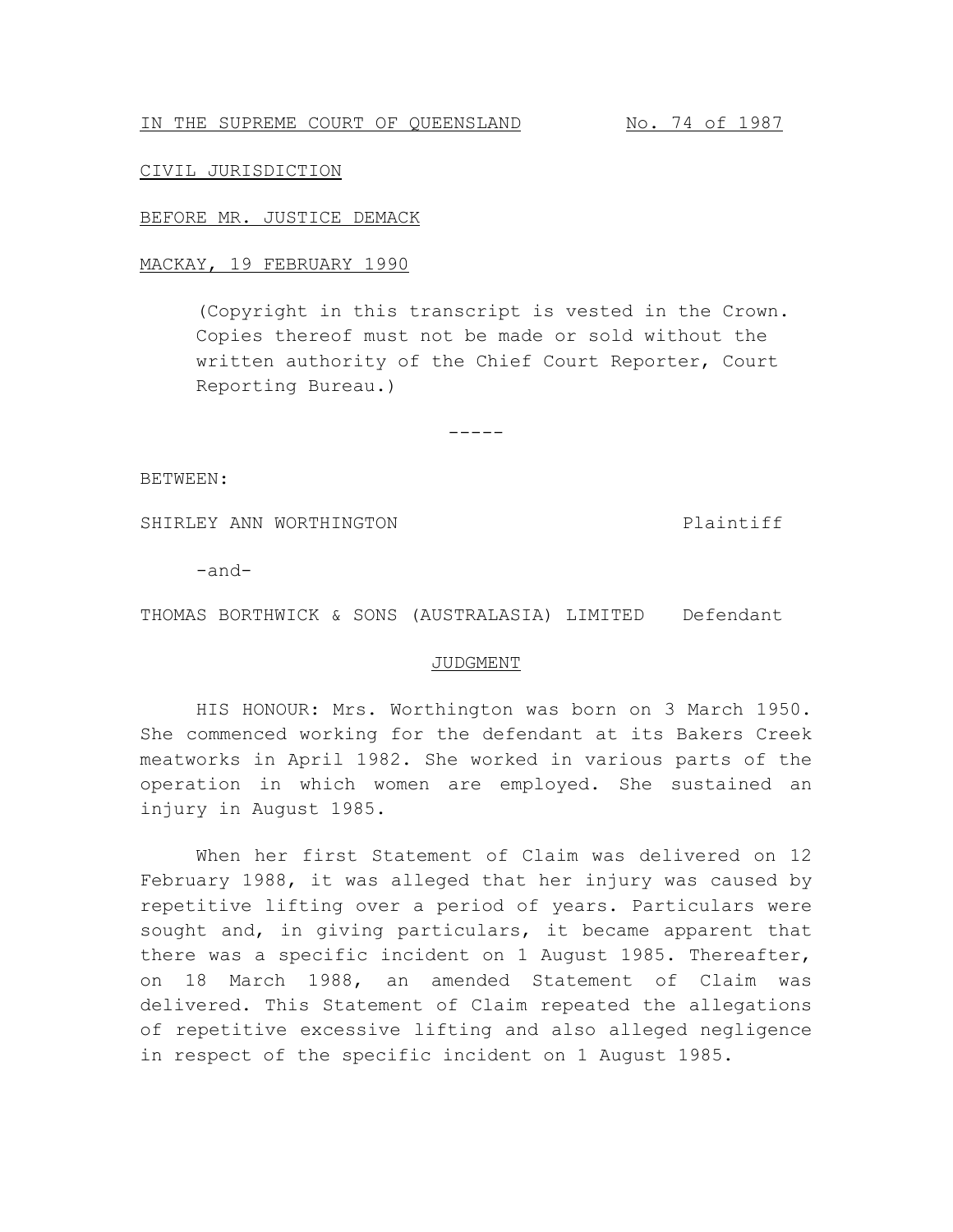IN THE SUPREME COURT OF QUEENSLAND No. 74 of 1987

CIVIL JURISDICTION

BEFORE MR. JUSTICE DEMACK

MACKAY, 19 FEBRUARY 1990

(Copyright in this transcript is vested in the Crown. Copies thereof must not be made or sold without the written authority of the Chief Court Reporter, Court Reporting Bureau.)

-----

BETWEEN:

SHIRLEY ANN WORTHINGTON Plaintiff

-and-

THOMAS BORTHWICK & SONS (AUSTRALASIA) LIMITED Defendant

JUDGMENT

HIS HONOUR: Mrs. Worthington was born on 3 March 1950. She commenced working for the defendant at its Bakers Creek meatworks in April 1982. She worked in various parts of the operation in which women are employed. She sustained an injury in August 1985.

When her first Statement of Claim was delivered on 12 February 1988, it was alleged that her injury was caused by repetitive lifting over a period of years. Particulars were sought and, in giving particulars, it became apparent that there was a specific incident on 1 August 1985. Thereafter, on 18 March 1988, an amended Statement of Claim was delivered. This Statement of Claim repeated the allegations of repetitive excessive lifting and also alleged negligence in respect of the specific incident on 1 August 1985.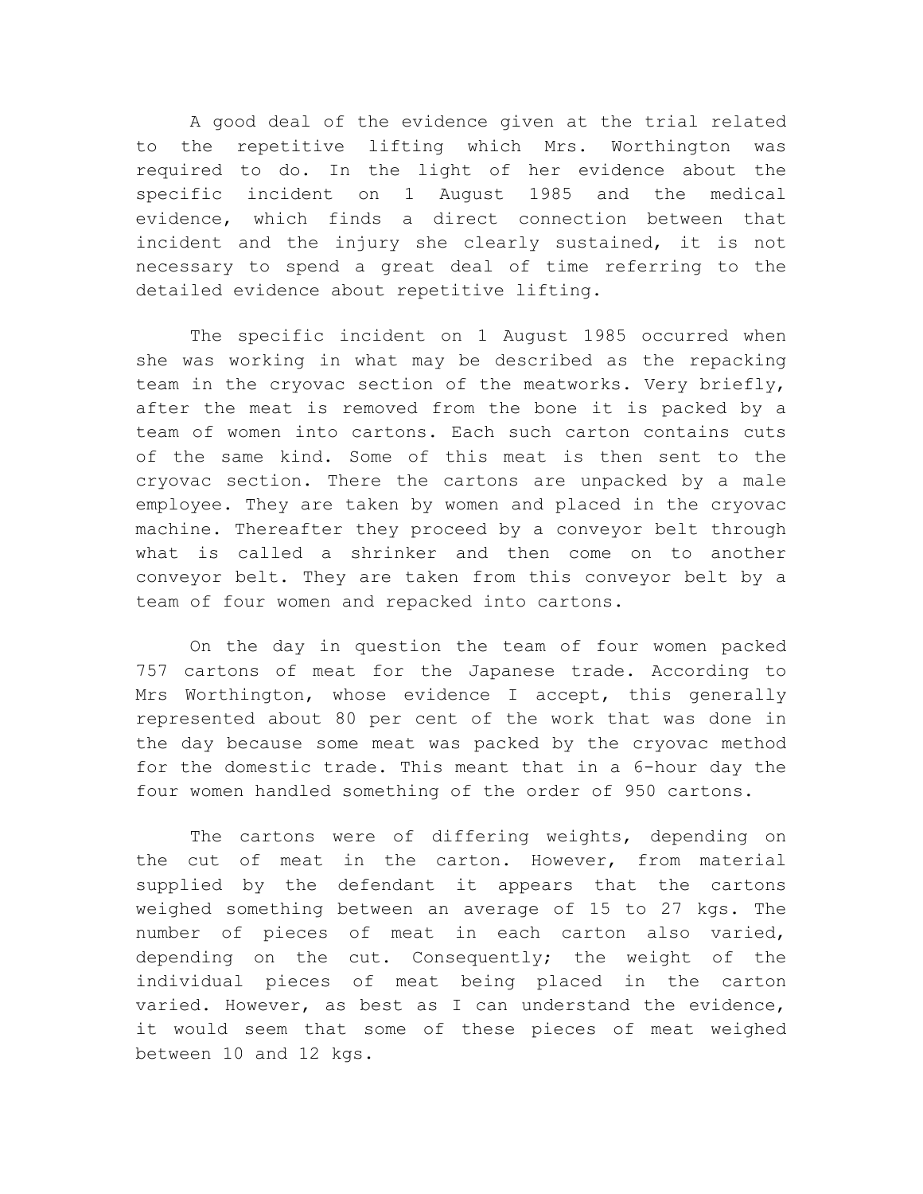A good deal of the evidence given at the trial related to the repetitive lifting which Mrs. Worthington was required to do. In the light of her evidence about the specific incident on 1 August 1985 and the medical evidence, which finds a direct connection between that incident and the injury she clearly sustained, it is not necessary to spend a great deal of time referring to the detailed evidence about repetitive lifting.

The specific incident on 1 August 1985 occurred when she was working in what may be described as the repacking team in the cryovac section of the meatworks. Very briefly, after the meat is removed from the bone it is packed by a team of women into cartons. Each such carton contains cuts of the same kind. Some of this meat is then sent to the cryovac section. There the cartons are unpacked by a male employee. They are taken by women and placed in the cryovac machine. Thereafter they proceed by a conveyor belt through what is called a shrinker and then come on to another conveyor belt. They are taken from this conveyor belt by a team of four women and repacked into cartons.

On the day in question the team of four women packed 757 cartons of meat for the Japanese trade. According to Mrs Worthington, whose evidence I accept, this generally represented about 80 per cent of the work that was done in the day because some meat was packed by the cryovac method for the domestic trade. This meant that in a 6-hour day the four women handled something of the order of 950 cartons.

The cartons were of differing weights, depending on the cut of meat in the carton. However, from material supplied by the defendant it appears that the cartons weighed something between an average of 15 to 27 kgs. The number of pieces of meat in each carton also varied, depending on the cut. Consequently; the weight of the individual pieces of meat being placed in the carton varied. However, as best as I can understand the evidence, it would seem that some of these pieces of meat weighed between 10 and 12 kgs.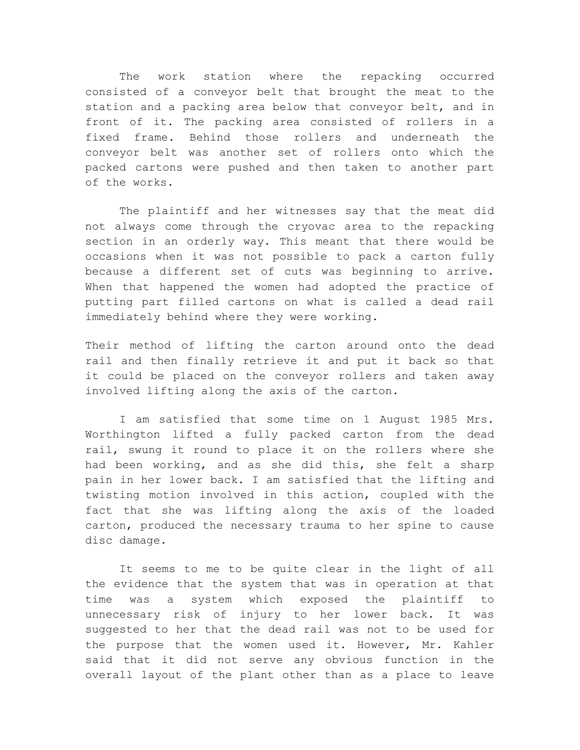The work station where the repacking occurred consisted of a conveyor belt that brought the meat to the station and a packing area below that conveyor belt, and in front of it. The packing area consisted of rollers in a fixed frame. Behind those rollers and underneath the conveyor belt was another set of rollers onto which the packed cartons were pushed and then taken to another part of the works.

The plaintiff and her witnesses say that the meat did not always come through the cryovac area to the repacking section in an orderly way. This meant that there would be occasions when it was not possible to pack a carton fully because a different set of cuts was beginning to arrive. When that happened the women had adopted the practice of putting part filled cartons on what is called a dead rail immediately behind where they were working.

Their method of lifting the carton around onto the dead rail and then finally retrieve it and put it back so that it could be placed on the conveyor rollers and taken away involved lifting along the axis of the carton.

I am satisfied that some time on 1 August 1985 Mrs. Worthington lifted a fully packed carton from the dead rail, swung it round to place it on the rollers where she had been working, and as she did this, she felt a sharp pain in her lower back. I am satisfied that the lifting and twisting motion involved in this action, coupled with the fact that she was lifting along the axis of the loaded carton, produced the necessary trauma to her spine to cause disc damage.

It seems to me to be quite clear in the light of all the evidence that the system that was in operation at that time was a system which exposed the plaintiff to unnecessary risk of injury to her lower back. It was suggested to her that the dead rail was not to be used for the purpose that the women used it. However, Mr. Kahler said that it did not serve any obvious function in the overall layout of the plant other than as a place to leave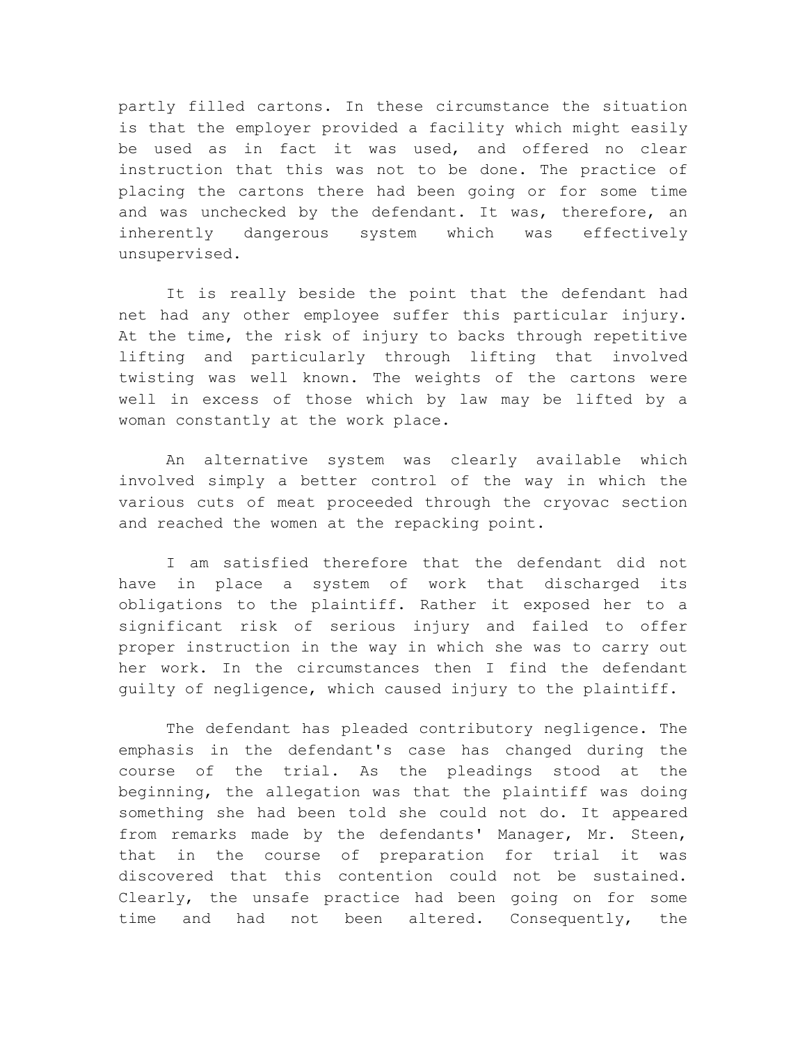partly filled cartons. In these circumstance the situation is that the employer provided a facility which might easily be used as in fact it was used, and offered no clear instruction that this was not to be done. The practice of placing the cartons there had been going or for some time and was unchecked by the defendant. It was, therefore, an inherently dangerous system which was effectively unsupervised.

It is really beside the point that the defendant had net had any other employee suffer this particular injury. At the time, the risk of injury to backs through repetitive lifting and particularly through lifting that involved twisting was well known. The weights of the cartons were well in excess of those which by law may be lifted by a woman constantly at the work place.

An alternative system was clearly available which involved simply a better control of the way in which the various cuts of meat proceeded through the cryovac section and reached the women at the repacking point.

I am satisfied therefore that the defendant did not have in place a system of work that discharged its obligations to the plaintiff. Rather it exposed her to a significant risk of serious injury and failed to offer proper instruction in the way in which she was to carry out her work. In the circumstances then I find the defendant guilty of negligence, which caused injury to the plaintiff.

The defendant has pleaded contributory negligence. The emphasis in the defendant's case has changed during the course of the trial. As the pleadings stood at the beginning, the allegation was that the plaintiff was doing something she had been told she could not do. It appeared from remarks made by the defendants' Manager, Mr. Steen, that in the course of preparation for trial it was discovered that this contention could not be sustained. Clearly, the unsafe practice had been going on for some time and had not been altered. Consequently, the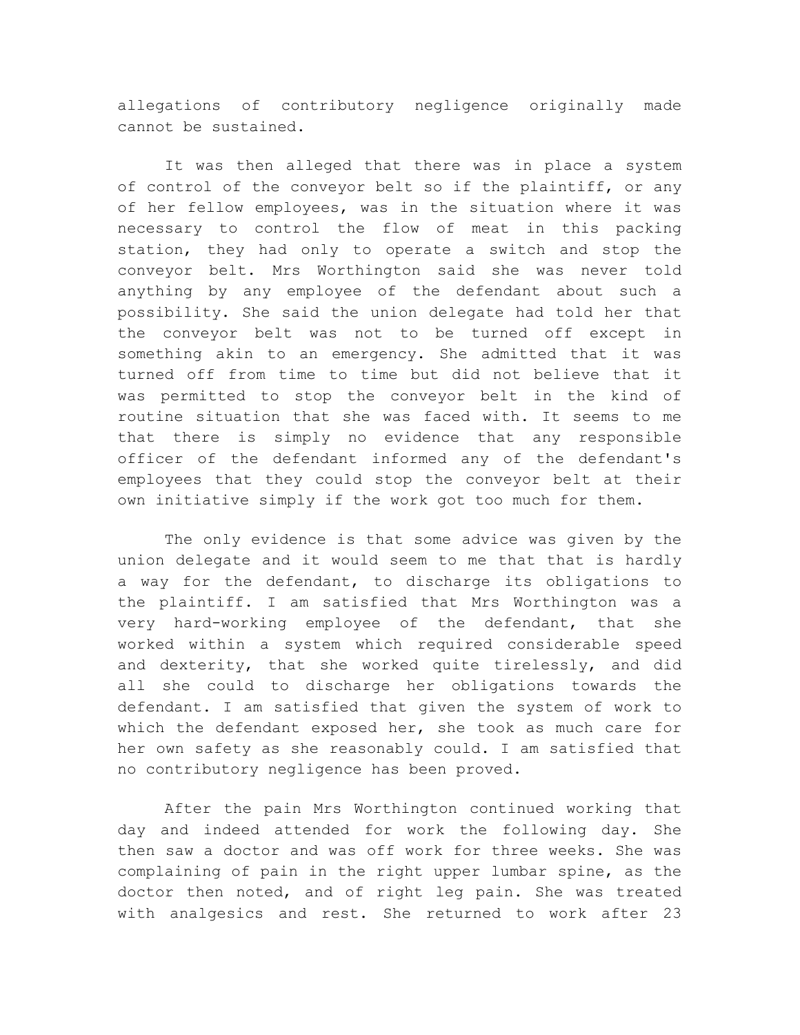allegations of contributory negligence originally made cannot be sustained.

It was then alleged that there was in place a system of control of the conveyor belt so if the plaintiff, or any of her fellow employees, was in the situation where it was necessary to control the flow of meat in this packing station, they had only to operate a switch and stop the conveyor belt. Mrs Worthington said she was never told anything by any employee of the defendant about such a possibility. She said the union delegate had told her that the conveyor belt was not to be turned off except in something akin to an emergency. She admitted that it was turned off from time to time but did not believe that it was permitted to stop the conveyor belt in the kind of routine situation that she was faced with. It seems to me that there is simply no evidence that any responsible officer of the defendant informed any of the defendant's employees that they could stop the conveyor belt at their own initiative simply if the work got too much for them.

The only evidence is that some advice was given by the union delegate and it would seem to me that that is hardly a way for the defendant, to discharge its obligations to the plaintiff. I am satisfied that Mrs Worthington was a very hard-working employee of the defendant, that she worked within a system which required considerable speed and dexterity, that she worked quite tirelessly, and did all she could to discharge her obligations towards the defendant. I am satisfied that given the system of work to which the defendant exposed her, she took as much care for her own safety as she reasonably could. I am satisfied that no contributory negligence has been proved.

After the pain Mrs Worthington continued working that day and indeed attended for work the following day. She then saw a doctor and was off work for three weeks. She was complaining of pain in the right upper lumbar spine, as the doctor then noted, and of right leg pain. She was treated with analgesics and rest. She returned to work after 23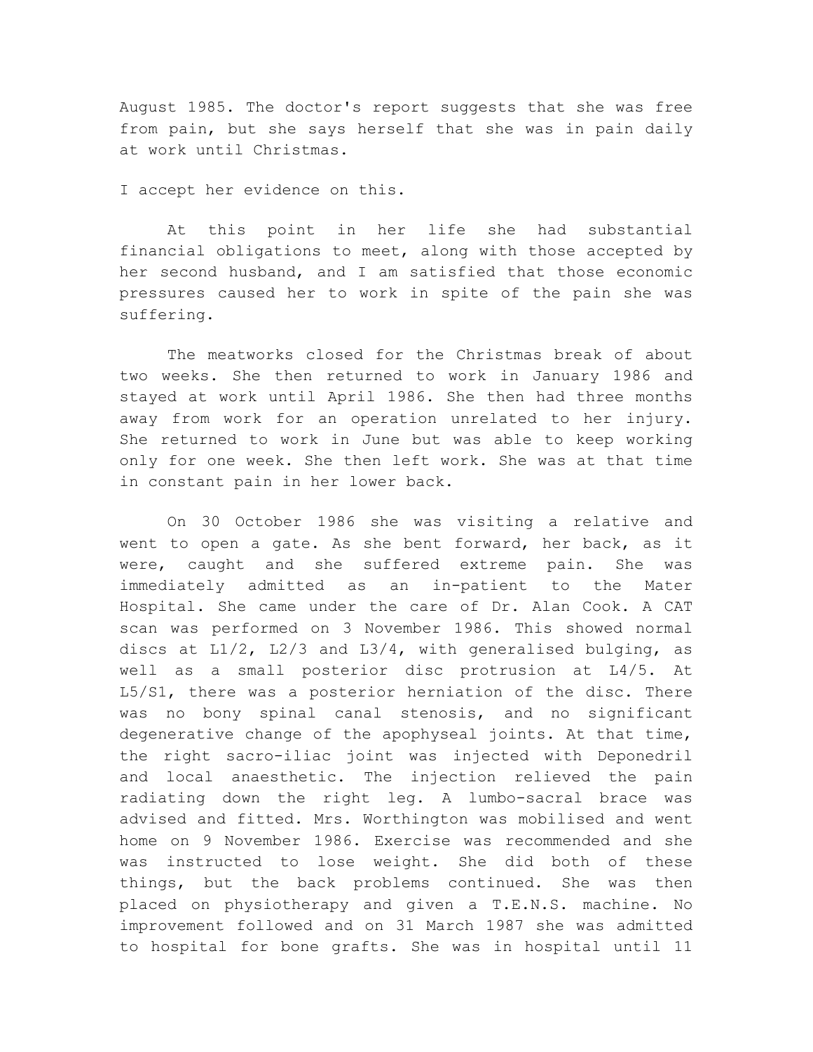August 1985. The doctor's report suggests that she was free from pain, but she says herself that she was in pain daily at work until Christmas.

I accept her evidence on this.

At this point in her life she had substantial financial obligations to meet, along with those accepted by her second husband, and I am satisfied that those economic pressures caused her to work in spite of the pain she was suffering.

The meatworks closed for the Christmas break of about two weeks. She then returned to work in January 1986 and stayed at work until April 1986. She then had three months away from work for an operation unrelated to her injury. She returned to work in June but was able to keep working only for one week. She then left work. She was at that time in constant pain in her lower back.

On 30 October 1986 she was visiting a relative and went to open a gate. As she bent forward, her back, as it were, caught and she suffered extreme pain. She was immediately admitted as an in-patient to the Mater Hospital. She came under the care of Dr. Alan Cook. A CAT scan was performed on 3 November 1986. This showed normal discs at L1/2, L2/3 and L3/4, with generalised bulging, as well as a small posterior disc protrusion at L4/5. At L5/S1, there was a posterior herniation of the disc. There was no bony spinal canal stenosis, and no significant degenerative change of the apophyseal joints. At that time, the right sacro-iliac joint was injected with Deponedril and local anaesthetic. The injection relieved the pain radiating down the right leg. A lumbo-sacral brace was advised and fitted. Mrs. Worthington was mobilised and went home on 9 November 1986. Exercise was recommended and she was instructed to lose weight. She did both of these things, but the back problems continued. She was then placed on physiotherapy and given a T.E.N.S. machine. No improvement followed and on 31 March 1987 she was admitted to hospital for bone grafts. She was in hospital until 11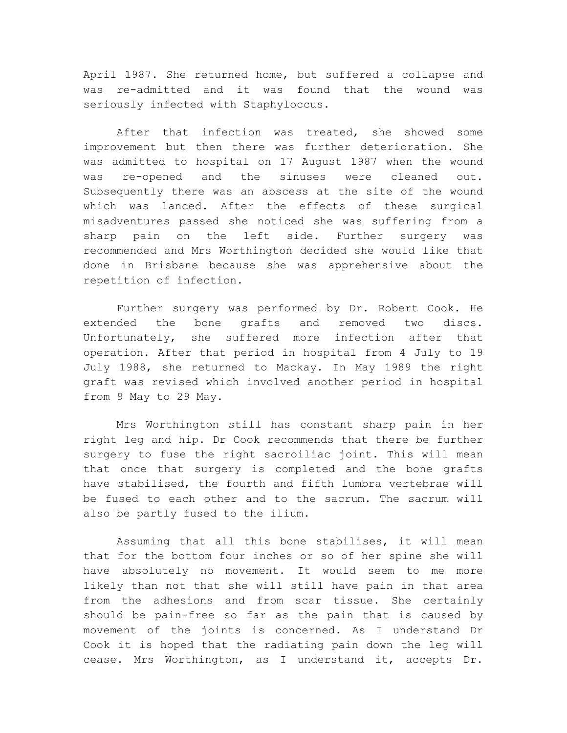April 1987. She returned home, but suffered a collapse and was re-admitted and it was found that the wound was seriously infected with Staphyloccus.

After that infection was treated, she showed some improvement but then there was further deterioration. She was admitted to hospital on 17 August 1987 when the wound was re-opened and the sinuses were cleaned out. Subsequently there was an abscess at the site of the wound which was lanced. After the effects of these surgical misadventures passed she noticed she was suffering from a sharp pain on the left side. Further surgery was recommended and Mrs Worthington decided she would like that done in Brisbane because she was apprehensive about the repetition of infection.

Further surgery was performed by Dr. Robert Cook. He extended the bone grafts and removed two discs. Unfortunately, she suffered more infection after that operation. After that period in hospital from 4 July to 19 July 1988, she returned to Mackay. In May 1989 the right graft was revised which involved another period in hospital from 9 May to 29 May.

Mrs Worthington still has constant sharp pain in her right leg and hip. Dr Cook recommends that there be further surgery to fuse the right sacroiliac joint. This will mean that once that surgery is completed and the bone grafts have stabilised, the fourth and fifth lumbra vertebrae will be fused to each other and to the sacrum. The sacrum will also be partly fused to the ilium.

Assuming that all this bone stabilises, it will mean that for the bottom four inches or so of her spine she will have absolutely no movement. It would seem to me more likely than not that she will still have pain in that area from the adhesions and from scar tissue. She certainly should be pain-free so far as the pain that is caused by movement of the joints is concerned. As I understand Dr Cook it is hoped that the radiating pain down the leg will cease. Mrs Worthington, as I understand it, accepts Dr.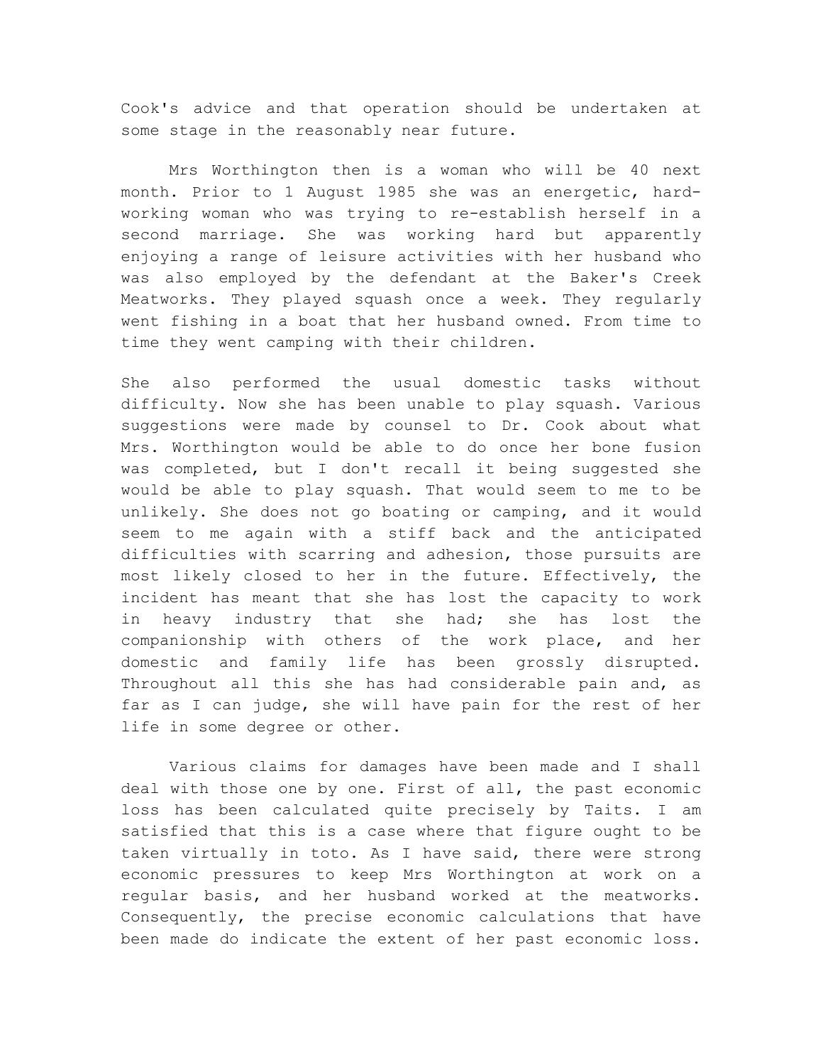Cook's advice and that operation should be undertaken at some stage in the reasonably near future.

Mrs Worthington then is a woman who will be 40 next month. Prior to 1 August 1985 she was an energetic, hard-working woman who was trying to re-establish herself in a second marriage. She was working hard but apparently enjoying a range of leisure activities with her husband who was also employed by the defendant at the Baker's Creek Meatworks. They played squash once a week. They regularly went fishing in a boat that her husband owned. From time to time they went camping with their children.

She also performed the usual domestic tasks without difficulty. Now she has been unable to play squash. Various suggestions were made by counsel to Dr. Cook about what Mrs. Worthington would be able to do once her bone fusion was completed, but I don't recall it being suggested she would be able to play squash. That would seem to me to be unlikely. She does not go boating or camping, and it would seem to me again with a stiff back and the anticipated difficulties with scarring and adhesion, those pursuits are most likely closed to her in the future. Effectively, the incident has meant that she has lost the capacity to work in heavy industry that she had; she has lost the companionship with others of the work place, and her domestic and family life has been grossly disrupted. Throughout all this she has had considerable pain and, as far as I can judge, she will have pain for the rest of her life in some degree or other.

Various claims for damages have been made and I shall deal with those one by one. First of all, the past economic loss has been calculated quite precisely by Taits. I am satisfied that this is a case where that figure ought to be taken virtually in toto. As I have said, there were strong economic pressures to keep Mrs Worthington at work on a regular basis, and her husband worked at the meatworks. Consequently, the precise economic calculations that have been made do indicate the extent of her past economic loss.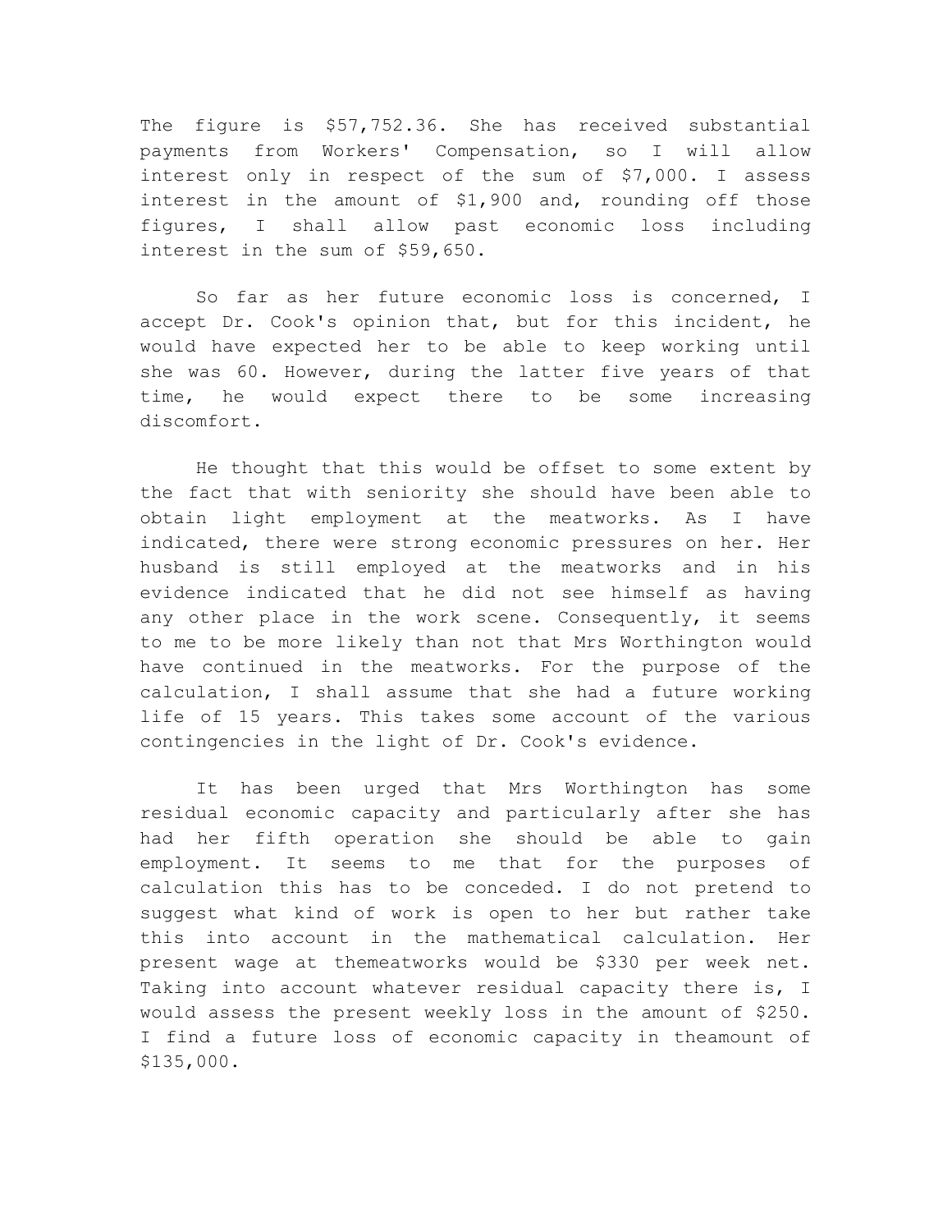The figure is $57,752.36. She has received substantial payments from Workers' Compensation, so I will allow interest only in respect of the sum of $7,000. I assess interest in the amount of $1,900 and, rounding off those figures, I shall allow past economic loss including interest in the sum of $59,650.

So far as her future economic loss is concerned, I accept Dr. Cook's opinion that, but for this incident, he would have expected her to be able to keep working until she was 60. However, during the latter five years of that time, he would expect there to be some increasing discomfort.

He thought that this would be offset to some extent by the fact that with seniority she should have been able to obtain light employment at the meatworks. As I have indicated, there were strong economic pressures on her. Her husband is still employed at the meatworks and in his evidence indicated that he did not see himself as having any other place in the work scene. Consequently, it seems to me to be more likely than not that Mrs Worthington would have continued in the meatworks. For the purpose of the calculation, I shall assume that she had a future working life of 15 years. This takes some account of the various contingencies in the light of Dr. Cook's evidence.

It has been urged that Mrs Worthington has some residual economic capacity and particularly after she has had her fifth operation she should be able to gain employment. It seems to me that for the purposes of calculation this has to be conceded. I do not pretend to suggest what kind of work is open to her but rather take this into account in the mathematical calculation. Her present wage at themeatworks would be $330 per week net. Taking into account whatever residual capacity there is, I would assess the present weekly loss in the amount of $250. I find a future loss of economic capacity in theamount of $135,000.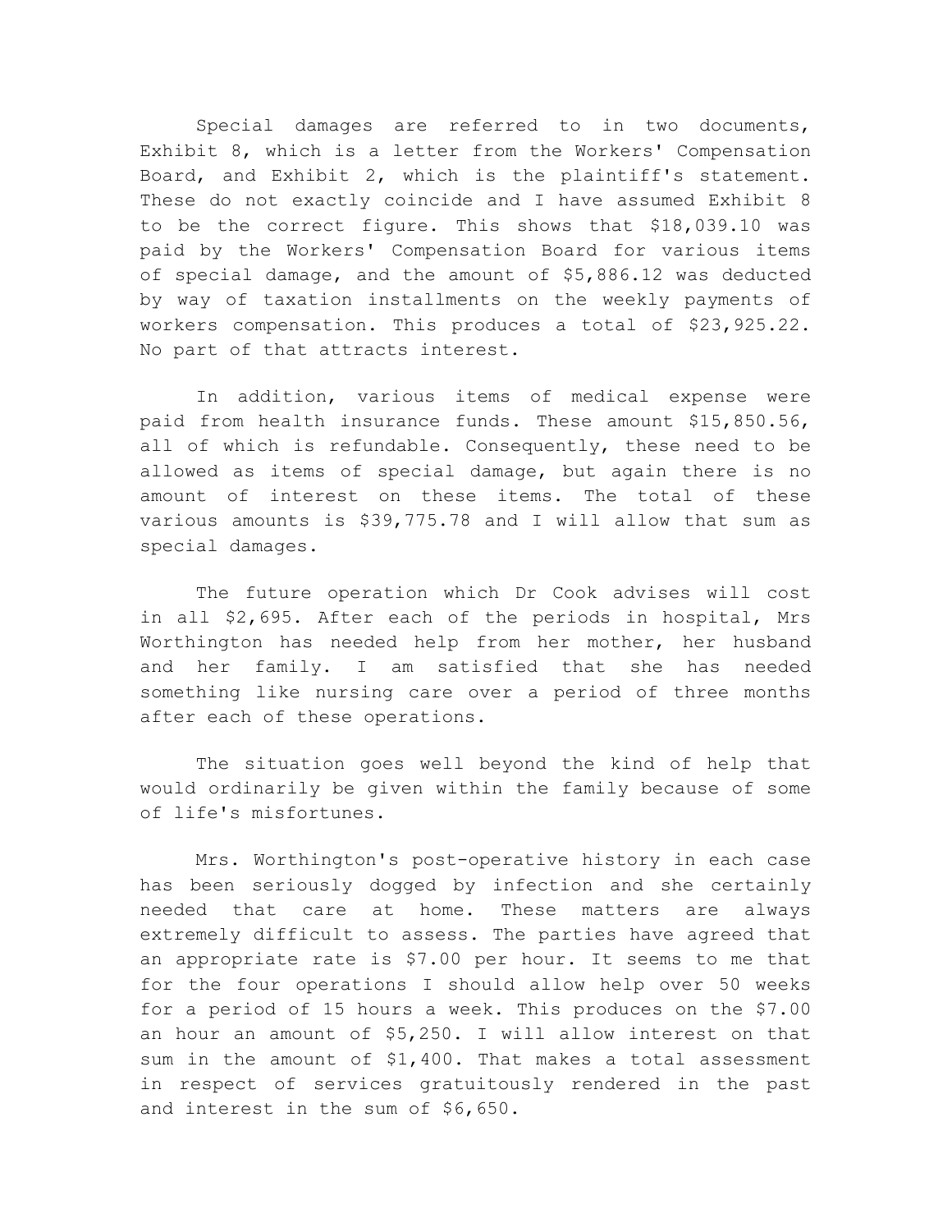Special damages are referred to in two documents, Exhibit 8, which is a letter from the Workers' Compensation Board, and Exhibit 2, which is the plaintiff's statement. These do not exactly coincide and I have assumed Exhibit 8 to be the correct figure. This shows that $18,039.10 was paid by the Workers' Compensation Board for various items of special damage, and the amount of $5,886.12 was deducted by way of taxation installments on the weekly payments of workers compensation. This produces a total of $23,925.22. No part of that attracts interest.

In addition, various items of medical expense were paid from health insurance funds. These amount $15,850.56, all of which is refundable. Consequently, these need to be allowed as items of special damage, but again there is no amount of interest on these items. The total of these various amounts is $39,775.78 and I will allow that sum as special damages.

The future operation which Dr Cook advises will cost in all $2,695. After each of the periods in hospital, Mrs Worthington has needed help from her mother, her husband and her family. I am satisfied that she has needed something like nursing care over a period of three months after each of these operations.

The situation goes well beyond the kind of help that would ordinarily be given within the family because of some of life's misfortunes.

Mrs. Worthington's post-operative history in each case has been seriously dogged by infection and she certainly needed that care at home. These matters are always extremely difficult to assess. The parties have agreed that an appropriate rate is $7.00 per hour. It seems to me that for the four operations I should allow help over 50 weeks for a period of 15 hours a week. This produces on the $7.00 an hour an amount of $5,250. I will allow interest on that sum in the amount of $1,400. That makes a total assessment in respect of services gratuitously rendered in the past and interest in the sum of $6,650.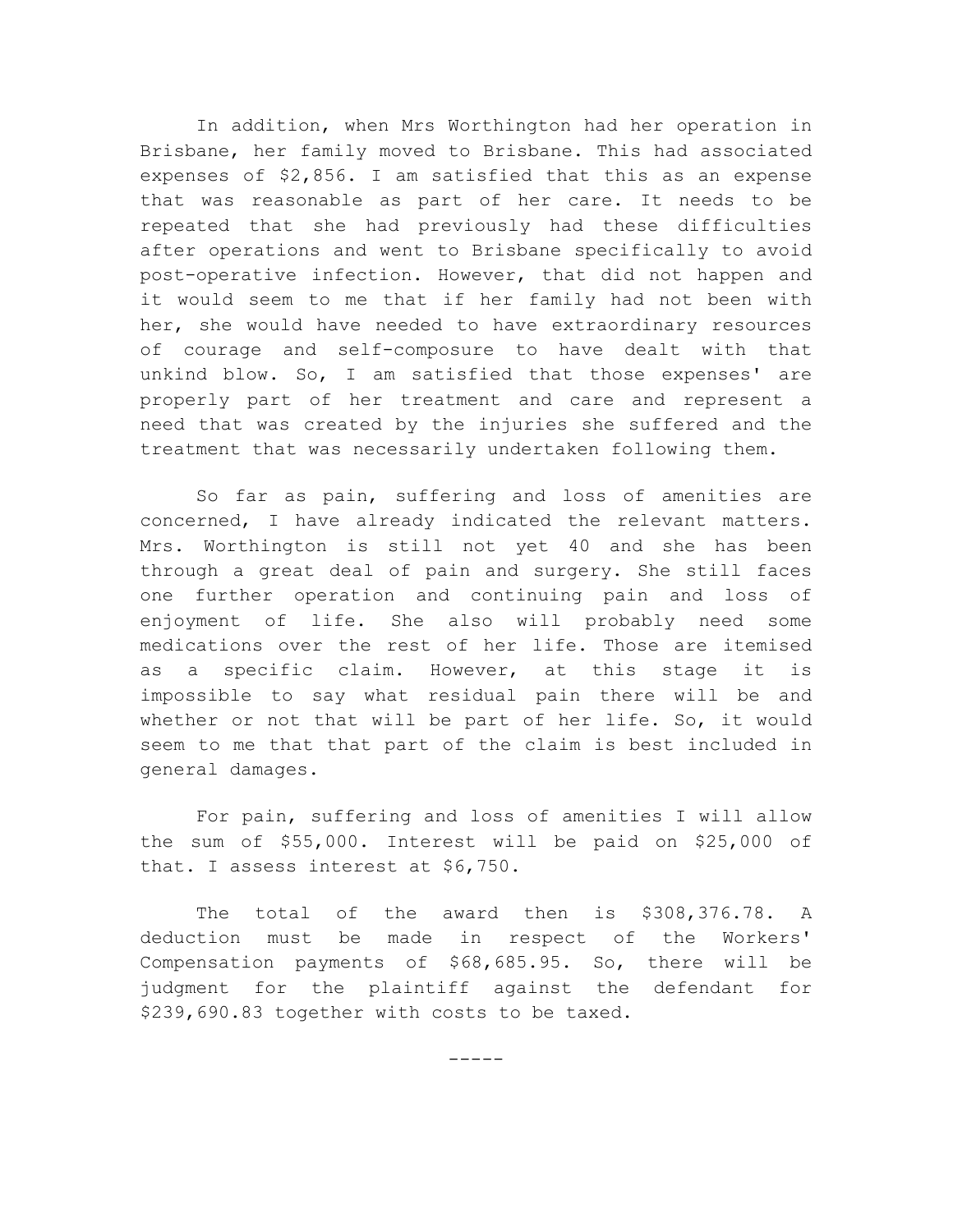In addition, when Mrs Worthington had her operation in Brisbane, her family moved to Brisbane. This had associated expenses of $2,856. I am satisfied that this as an expense that was reasonable as part of her care. It needs to be repeated that she had previously had these difficulties after operations and went to Brisbane specifically to avoid post-operative infection. However, that did not happen and it would seem to me that if her family had not been with her, she would have needed to have extraordinary resources of courage and self-composure to have dealt with that unkind blow. So, I am satisfied that those expenses' are properly part of her treatment and care and represent a need that was created by the injuries she suffered and the treatment that was necessarily undertaken following them.

So far as pain, suffering and loss of amenities are concerned, I have already indicated the relevant matters. Mrs. Worthington is still not yet 40 and she has been through a great deal of pain and surgery. She still faces one further operation and continuing pain and loss of enjoyment of life. She also will probably need some medications over the rest of her life. Those are itemised as a specific claim. However, at this stage it is impossible to say what residual pain there will be and whether or not that will be part of her life. So, it would seem to me that that part of the claim is best included in general damages.

For pain, suffering and loss of amenities I will allow the sum of $55,000. Interest will be paid on $25,000 of that. I assess interest at $6,750.

The total of the award then is $308,376.78. A deduction must be made in respect of the Workers' Compensation payments of $68,685.95. So, there will be judgment for the plaintiff against the defendant for $239,690.83 together with costs to be taxed.

-----